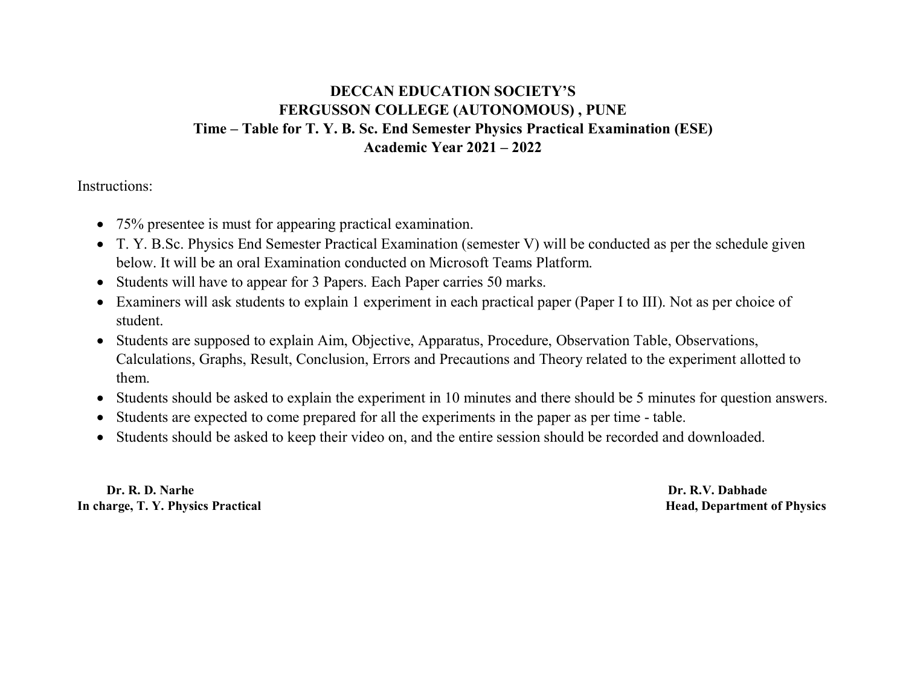# DECCAN EDUCATION SOCIETY'S
# FERGUSSON COLLEGE (AUTONOMOUS) , PUNE
## Time – Table for T. Y. B. Sc. End Semester Physics Practical Examination (ESE)
## Academic Year 2021 – 2022

Instructions:

- 75% presentee is must for appearing practical examination.
- T. Y. B.Sc. Physics End Semester Practical Examination (semester V) will be conducted as per the schedule given below. It will be an oral Examination conducted on Microsoft Teams Platform.
- Students will have to appear for 3 Papers. Each Paper carries 50 marks.
- Examiners will ask students to explain 1 experiment in each practical paper (Paper I to III). Not as per choice of student.
- Students are supposed to explain Aim, Objective, Apparatus, Procedure, Observation Table, Observations, Calculations, Graphs, Result, Conclusion, Errors and Precautions and Theory related to the experiment allotted to them.
- Students should be asked to explain the experiment in 10 minutes and there should be 5 minutes for question answers.
- Students are expected to come prepared for all the experiments in the paper as per time - table.
- Students should be asked to keep their video on, and the entire session should be recorded and downloaded.

**Dr. R. D. Narhe**
**In charge, T. Y. Physics Practical**

**Dr. R.V. Dabhade**
**Head, Department of Physics**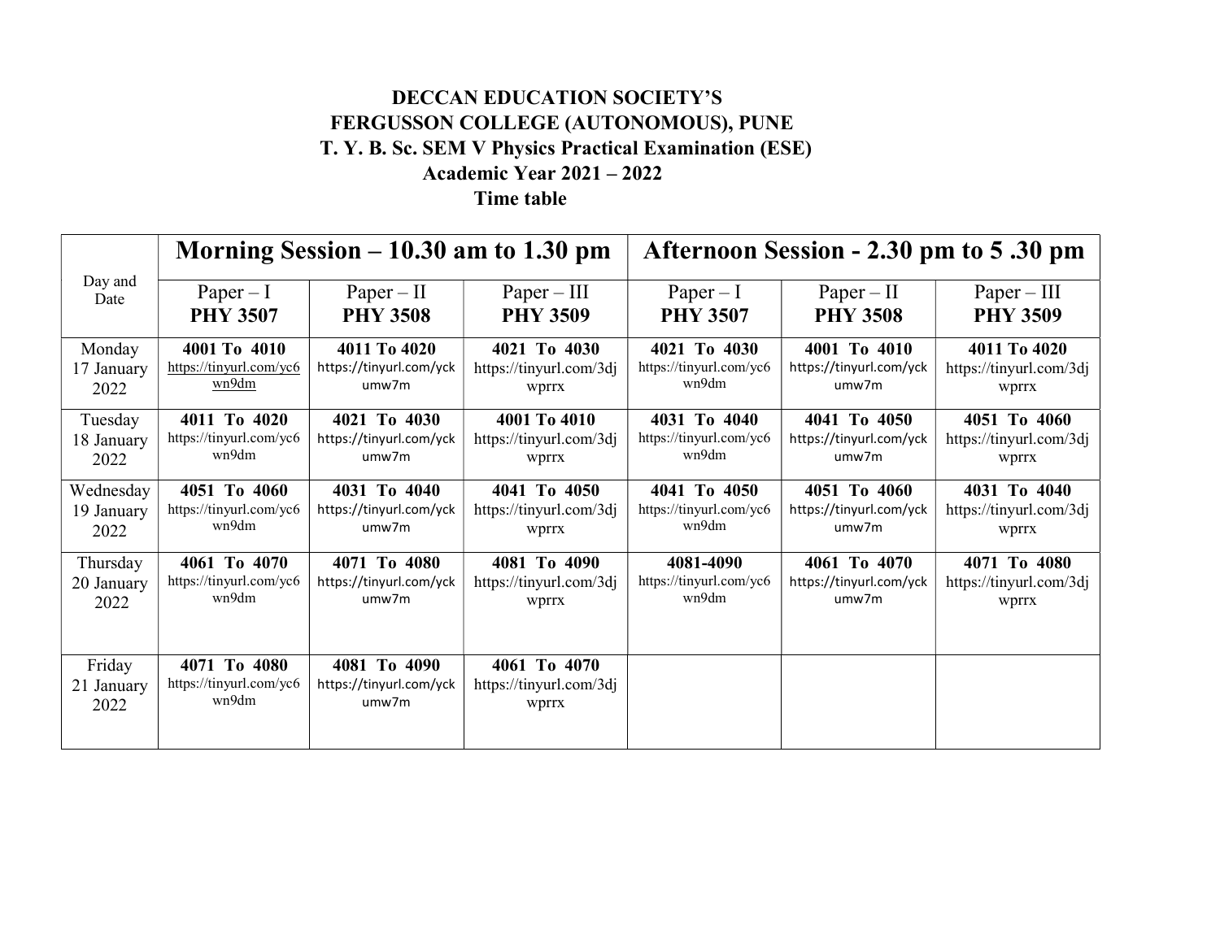**DECCAN EDUCATION SOCIETY'S**
**FERGUSSON COLLEGE (AUTONOMOUS), PUNE**
**T. Y. B. Sc. SEM V Physics Practical Examination (ESE)**
**Academic Year 2021 – 2022**
**Time table**

| Day and Date | Morning Session – 10.30 am to 1.30 pm | | | Afternoon Session - 2.30 pm to 5 .30 pm | | |
|---|---|---|---|---|---|---|
| | Paper – I **PHY 3507** | Paper – II **PHY 3508** | Paper – III **PHY 3509** | Paper – I **PHY 3507** | Paper – II **PHY 3508** | Paper – III **PHY 3509** |
| Monday 17 January 2022 | **4001 To 4010** https://tinyurl.com/yc6wn9dm | **4011 To 4020** https://tinyurl.com/yckumw7m | **4021 To 4030** https://tinyurl.com/3djwprrx | **4021 To 4030** https://tinyurl.com/yc6wn9dm | **4001 To 4010** https://tinyurl.com/yckumw7m | **4011 To 4020** https://tinyurl.com/3djwprrx |
| Tuesday 18 January 2022 | **4011 To 4020** https://tinyurl.com/yc6wn9dm | **4021 To 4030** https://tinyurl.com/yckumw7m | **4001 To 4010** https://tinyurl.com/3djwprrx | **4031 To 4040** https://tinyurl.com/yc6wn9dm | **4041 To 4050** https://tinyurl.com/yckumw7m | **4051 To 4060** https://tinyurl.com/3djwprrx |
| Wednesday 19 January 2022 | **4051 To 4060** https://tinyurl.com/yc6wn9dm | **4031 To 4040** https://tinyurl.com/yckumw7m | **4041 To 4050** https://tinyurl.com/3djwprrx | **4041 To 4050** https://tinyurl.com/yc6wn9dm | **4051 To 4060** https://tinyurl.com/yckumw7m | **4031 To 4040** https://tinyurl.com/3djwprrx |
| Thursday 20 January 2022 | **4061 To 4070** https://tinyurl.com/yc6wn9dm | **4071 To 4080** https://tinyurl.com/yckumw7m | **4081 To 4090** https://tinyurl.com/3djwprrx | **4081-4090** https://tinyurl.com/yc6wn9dm | **4061 To 4070** https://tinyurl.com/yckumw7m | **4071 To 4080** https://tinyurl.com/3djwprrx |
| Friday 21 January 2022 | **4071 To 4080** https://tinyurl.com/yc6wn9dm | **4081 To 4090** https://tinyurl.com/yckumw7m | **4061 To 4070** https://tinyurl.com/3djwprrx | | | |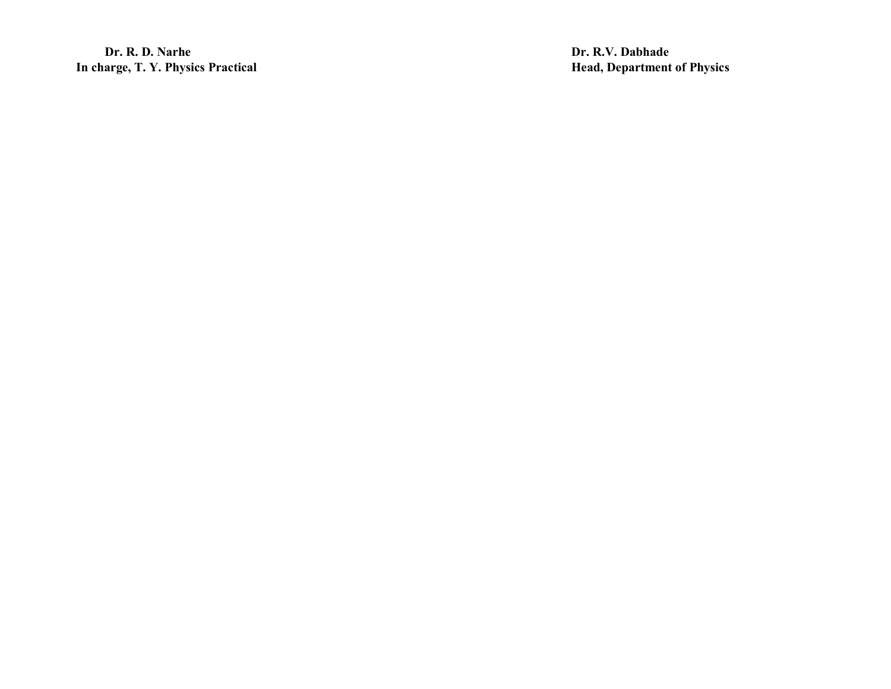**Dr. R. D. Narhe**
**In charge, T. Y. Physics Practical**

**Dr. R.V. Dabhade**
**Head, Department of Physics**